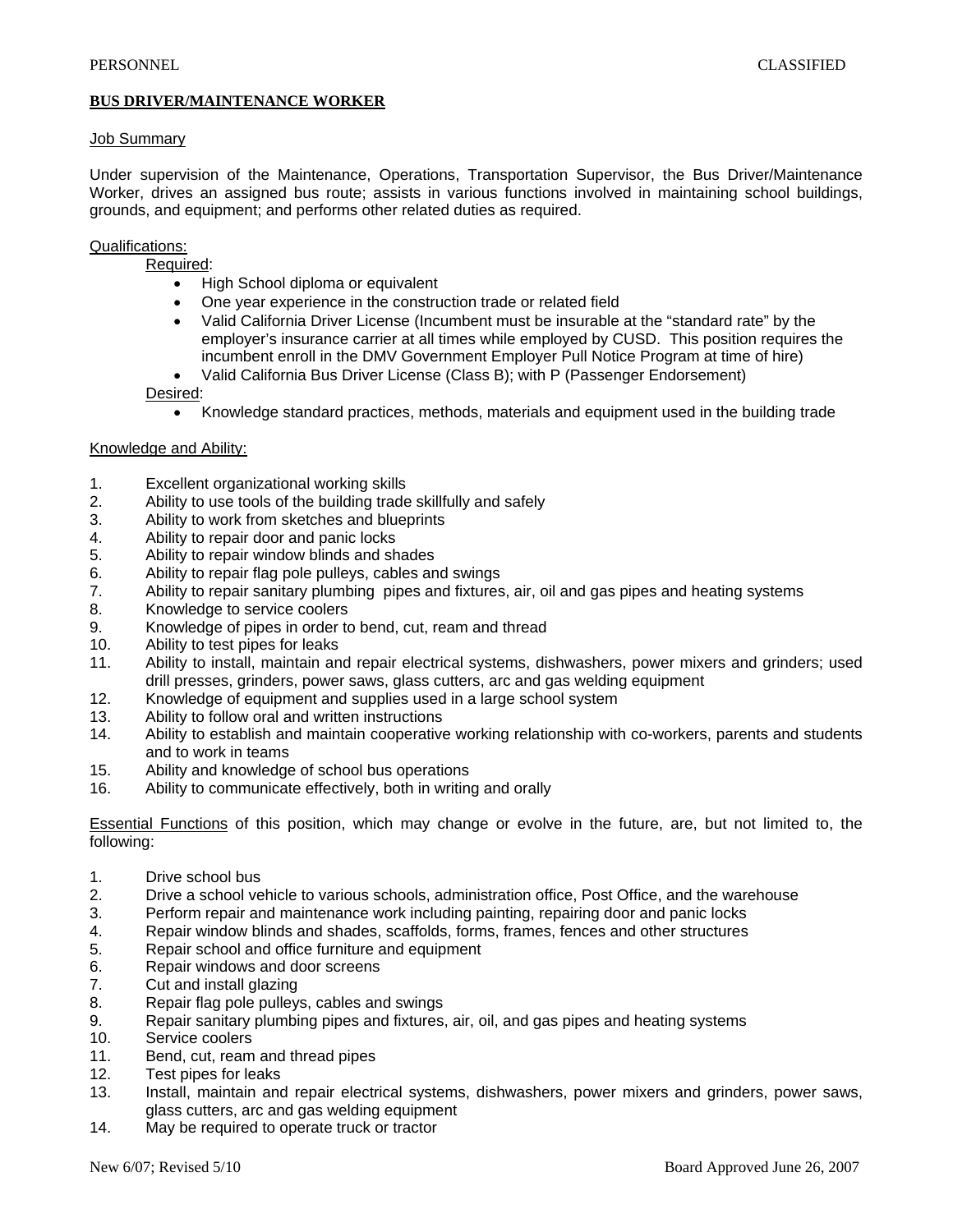PERSONNEL CLASSIFIED

# BUS DRIVER/MAINTENANCE WORKER

## Job Summary

Under supervision of the Maintenance, Operations, Transportation Supervisor, the Bus Driver/Maintenance Worker, drives an assigned bus route; assists in various functions involved in maintaining school buildings, grounds, and equipment; and performs other related duties as required.

## Qualifications:

Required:

- High School diploma or equivalent
- One year experience in the construction trade or related field
- Valid California Driver License (Incumbent must be insurable at the "standard rate" by the employer's insurance carrier at all times while employed by CUSD. This position requires the incumbent enroll in the DMV Government Employer Pull Notice Program at time of hire)
- Valid California Bus Driver License (Class B); with P (Passenger Endorsement)

Desired:

- Knowledge standard practices, methods, materials and equipment used in the building trade

## Knowledge and Ability:

1. Excellent organizational working skills
2. Ability to use tools of the building trade skillfully and safely
3. Ability to work from sketches and blueprints
4. Ability to repair door and panic locks
5. Ability to repair window blinds and shades
6. Ability to repair flag pole pulleys, cables and swings
7. Ability to repair sanitary plumbing pipes and fixtures, air, oil and gas pipes and heating systems
8. Knowledge to service coolers
9. Knowledge of pipes in order to bend, cut, ream and thread
10. Ability to test pipes for leaks
11. Ability to install, maintain and repair electrical systems, dishwashers, power mixers and grinders; used drill presses, grinders, power saws, glass cutters, arc and gas welding equipment
12. Knowledge of equipment and supplies used in a large school system
13. Ability to follow oral and written instructions
14. Ability to establish and maintain cooperative working relationship with co-workers, parents and students and to work in teams
15. Ability and knowledge of school bus operations
16. Ability to communicate effectively, both in writing and orally

Essential Functions of this position, which may change or evolve in the future, are, but not limited to, the following:

1. Drive school bus
2. Drive a school vehicle to various schools, administration office, Post Office, and the warehouse
3. Perform repair and maintenance work including painting, repairing door and panic locks
4. Repair window blinds and shades, scaffolds, forms, frames, fences and other structures
5. Repair school and office furniture and equipment
6. Repair windows and door screens
7. Cut and install glazing
8. Repair flag pole pulleys, cables and swings
9. Repair sanitary plumbing pipes and fixtures, air, oil, and gas pipes and heating systems
10. Service coolers
11. Bend, cut, ream and thread pipes
12. Test pipes for leaks
13. Install, maintain and repair electrical systems, dishwashers, power mixers and grinders, power saws, glass cutters, arc and gas welding equipment
14. May be required to operate truck or tractor

New 6/07; Revised 5/10 Board Approved June 26, 2007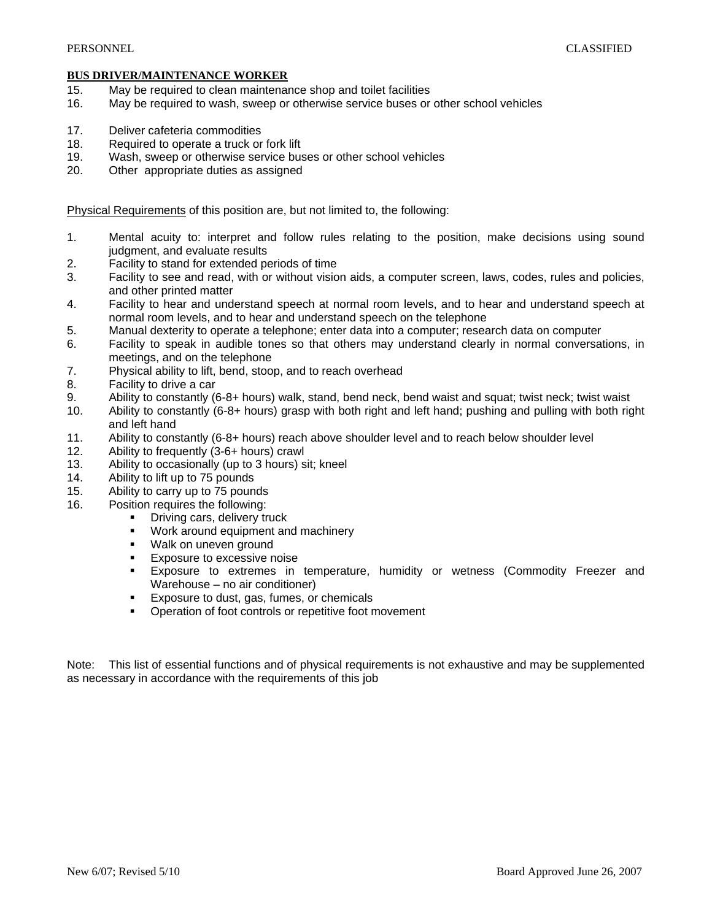**BUS DRIVER/MAINTENANCE WORKER**

15. May be required to clean maintenance shop and toilet facilities
16. May be required to wash, sweep or otherwise service buses or other school vehicles

17. Deliver cafeteria commodities
18. Required to operate a truck or fork lift
19. Wash, sweep or otherwise service buses or other school vehicles
20. Other appropriate duties as assigned

Physical Requirements of this position are, but not limited to, the following:

1. Mental acuity to: interpret and follow rules relating to the position, make decisions using sound judgment, and evaluate results
2. Facility to stand for extended periods of time
3. Facility to see and read, with or without vision aids, a computer screen, laws, codes, rules and policies, and other printed matter
4. Facility to hear and understand speech at normal room levels, and to hear and understand speech at normal room levels, and to hear and understand speech on the telephone
5. Manual dexterity to operate a telephone; enter data into a computer; research data on computer
6. Facility to speak in audible tones so that others may understand clearly in normal conversations, in meetings, and on the telephone
7. Physical ability to lift, bend, stoop, and to reach overhead
8. Facility to drive a car
9. Ability to constantly (6-8+ hours) walk, stand, bend neck, bend waist and squat; twist neck; twist waist
10. Ability to constantly (6-8+ hours) grasp with both right and left hand; pushing and pulling with both right and left hand
11. Ability to constantly (6-8+ hours) reach above shoulder level and to reach below shoulder level
12. Ability to frequently (3-6+ hours) crawl
13. Ability to occasionally (up to 3 hours) sit; kneel
14. Ability to lift up to 75 pounds
15. Ability to carry up to 75 pounds
16. Position requires the following:
    - Driving cars, delivery truck
    - Work around equipment and machinery
    - Walk on uneven ground
    - Exposure to excessive noise
    - Exposure to extremes in temperature, humidity or wetness (Commodity Freezer and Warehouse – no air conditioner)
    - Exposure to dust, gas, fumes, or chemicals
    - Operation of foot controls or repetitive foot movement

Note: This list of essential functions and of physical requirements is not exhaustive and may be supplemented as necessary in accordance with the requirements of this job

New 6/07; Revised 5/10 Board Approved June 26, 2007